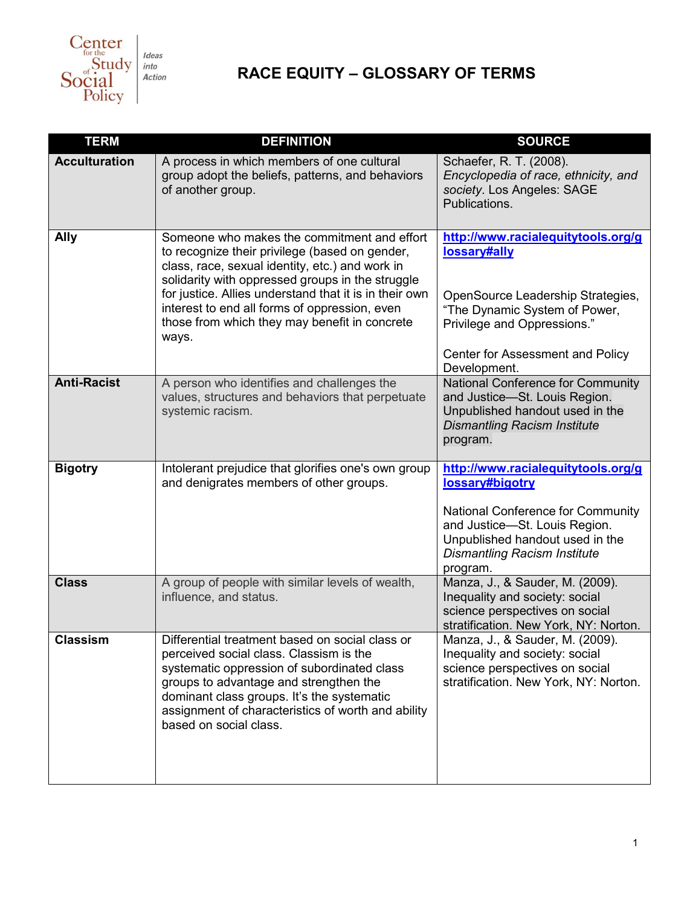Center for the Study of Social Policy | Ideas into Action

# RACE EQUITY – GLOSSARY OF TERMS

| TERM | DEFINITION | SOURCE |
| --- | --- | --- |
| **Acculturation** | A process in which members of one cultural group adopt the beliefs, patterns, and behaviors of another group. | Schaefer, R. T. (2008). *Encyclopedia of race, ethnicity, and society*. Los Angeles: SAGE Publications. |
| **Ally** | Someone who makes the commitment and effort to recognize their privilege (based on gender, class, race, sexual identity, etc.) and work in solidarity with oppressed groups in the struggle for justice. Allies understand that it is in their own interest to end all forms of oppression, even those from which they may benefit in concrete ways. | **http://www.racialequitytools.org/glossary#ally** <br><br> OpenSource Leadership Strategies, "The Dynamic System of Power, Privilege and Oppressions." <br><br> Center for Assessment and Policy Development. |
| **Anti-Racist** | A person who identifies and challenges the values, structures and behaviors that perpetuate systemic racism. | National Conference for Community and Justice—St. Louis Region. Unpublished handout used in the *Dismantling Racism Institute* program. |
| **Bigotry** | Intolerant prejudice that glorifies one's own group and denigrates members of other groups. | **http://www.racialequitytools.org/glossary#bigotry** <br><br> National Conference for Community and Justice—St. Louis Region. Unpublished handout used in the *Dismantling Racism Institute* program. |
| **Class** | A group of people with similar levels of wealth, influence, and status. | Manza, J., & Sauder, M. (2009). Inequality and society: social science perspectives on social stratification. New York, NY: Norton. |
| **Classism** | Differential treatment based on social class or perceived social class. Classism is the systematic oppression of subordinated class groups to advantage and strengthen the dominant class groups. It's the systematic assignment of characteristics of worth and ability based on social class. | Manza, J., & Sauder, M. (2009). Inequality and society: social science perspectives on social stratification. New York, NY: Norton. |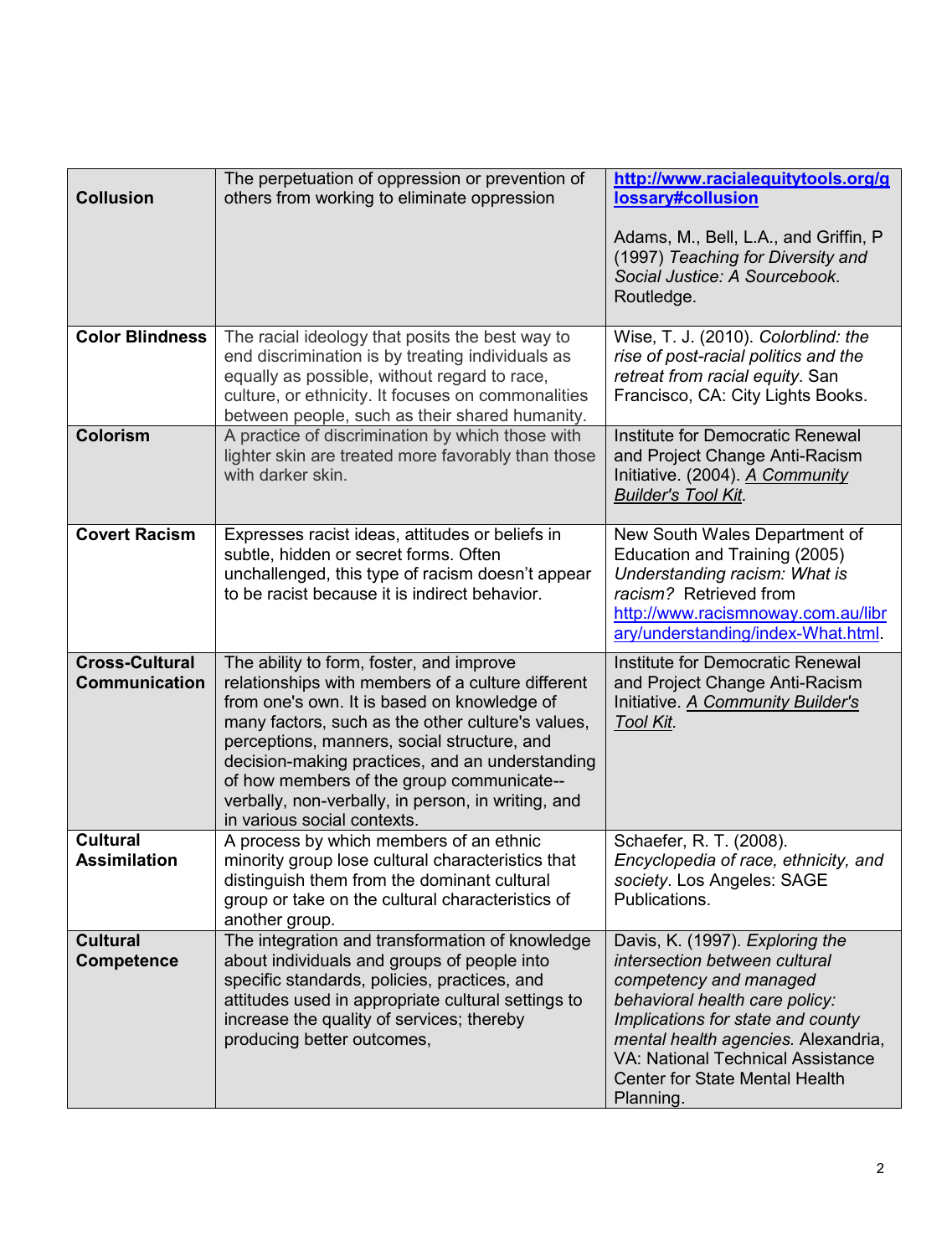| | | |
|---|---|---|
| **Collusion** | The perpetuation of oppression or prevention of others from working to eliminate oppression | **http://www.racialequitytools.org/glossary#collusion**<br><br>Adams, M., Bell, L.A., and Griffin, P (1997) *Teaching for Diversity and Social Justice: A Sourcebook*. Routledge. |
| **Color Blindness** | The racial ideology that posits the best way to end discrimination is by treating individuals as equally as possible, without regard to race, culture, or ethnicity. It focuses on commonalities between people, such as their shared humanity. | Wise, T. J. (2010). *Colorblind: the rise of post-racial politics and the retreat from racial equity*. San Francisco, CA: City Lights Books. |
| **Colorism** | A practice of discrimination by which those with lighter skin are treated more favorably than those with darker skin. | Institute for Democratic Renewal and Project Change Anti-Racism Initiative. (2004). *A Community Builder's Tool Kit*. |
| **Covert Racism** | Expresses racist ideas, attitudes or beliefs in subtle, hidden or secret forms. Often unchallenged, this type of racism doesn't appear to be racist because it is indirect behavior. | New South Wales Department of Education and Training (2005) *Understanding racism: What is racism?* Retrieved from http://www.racismnoway.com.au/library/understanding/index-What.html. |
| **Cross-Cultural Communication** | The ability to form, foster, and improve relationships with members of a culture different from one's own. It is based on knowledge of many factors, such as the other culture's values, perceptions, manners, social structure, and decision-making practices, and an understanding of how members of the group communicate--verbally, non-verbally, in person, in writing, and in various social contexts. | Institute for Democratic Renewal and Project Change Anti-Racism Initiative. *A Community Builder's Tool Kit*. |
| **Cultural Assimilation** | A process by which members of an ethnic minority group lose cultural characteristics that distinguish them from the dominant cultural group or take on the cultural characteristics of another group. | Schaefer, R. T. (2008). *Encyclopedia of race, ethnicity, and society*. Los Angeles: SAGE Publications. |
| **Cultural Competence** | The integration and transformation of knowledge about individuals and groups of people into specific standards, policies, practices, and attitudes used in appropriate cultural settings to increase the quality of services; thereby producing better outcomes, | Davis, K. (1997). *Exploring the intersection between cultural competency and managed behavioral health care policy: Implications for state and county mental health agencies.* Alexandria, VA: National Technical Assistance Center for State Mental Health Planning. |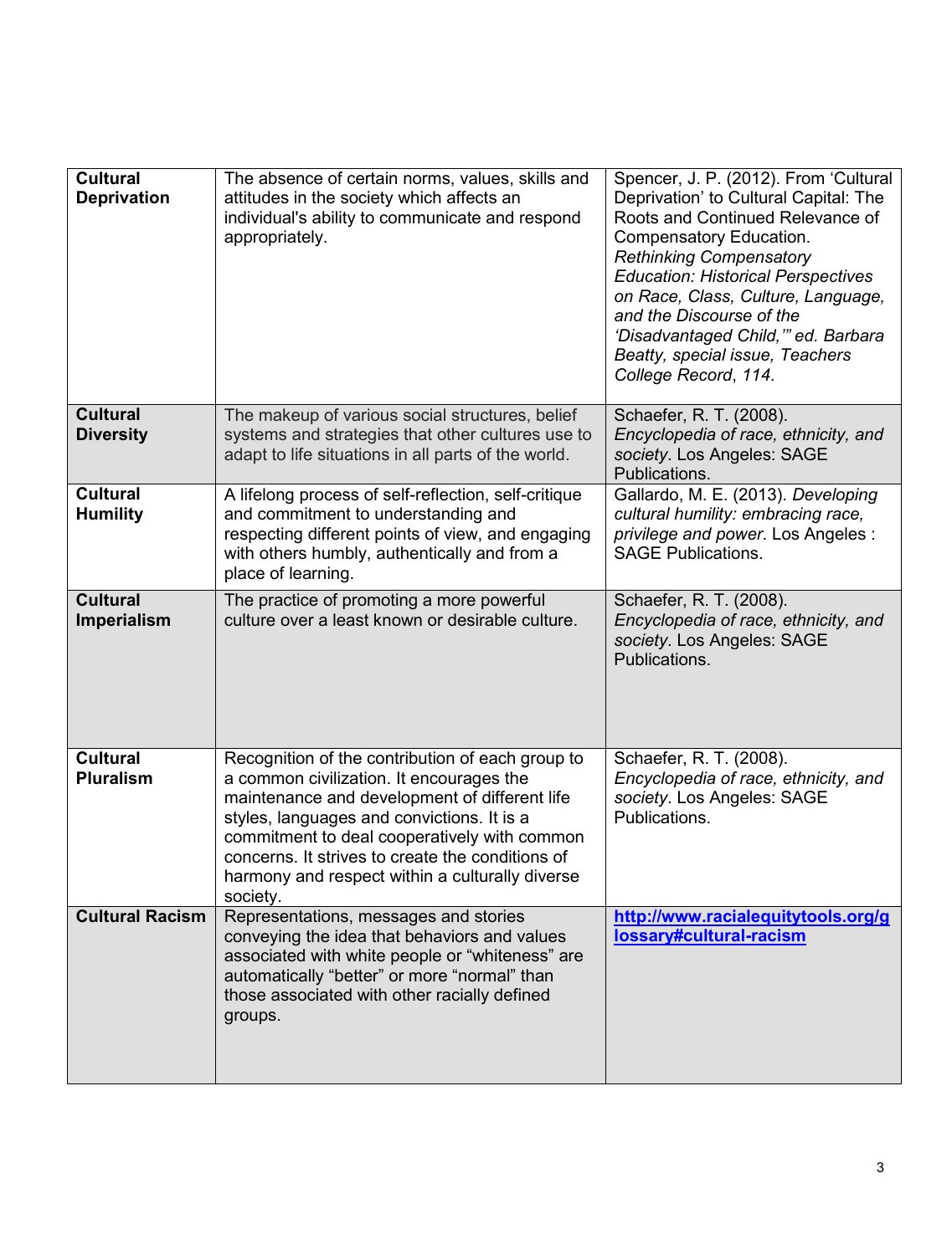| | | |
|---|---|---|
| **Cultural Deprivation** | The absence of certain norms, values, skills and attitudes in the society which affects an individual's ability to communicate and respond appropriately. | Spencer, J. P. (2012). From 'Cultural Deprivation' to Cultural Capital: The Roots and Continued Relevance of Compensatory Education. *Rethinking Compensatory Education: Historical Perspectives on Race, Class, Culture, Language, and the Discourse of the 'Disadvantaged Child,'" ed. Barbara Beatty, special issue, Teachers College Record*, *114*. |
| **Cultural Diversity** | The makeup of various social structures, belief systems and strategies that other cultures use to adapt to life situations in all parts of the world. | Schaefer, R. T. (2008). *Encyclopedia of race, ethnicity, and society*. Los Angeles: SAGE Publications. |
| **Cultural Humility** | A lifelong process of self-reflection, self-critique and commitment to understanding and respecting different points of view, and engaging with others humbly, authentically and from a place of learning. | Gallardo, M. E. (2013). *Developing cultural humility: embracing race, privilege and power*. Los Angeles : SAGE Publications. |
| **Cultural Imperialism** | The practice of promoting a more powerful culture over a least known or desirable culture. | Schaefer, R. T. (2008). *Encyclopedia of race, ethnicity, and society*. Los Angeles: SAGE Publications. |
| **Cultural Pluralism** | Recognition of the contribution of each group to a common civilization. It encourages the maintenance and development of different life styles, languages and convictions. It is a commitment to deal cooperatively with common concerns. It strives to create the conditions of harmony and respect within a culturally diverse society. | Schaefer, R. T. (2008). *Encyclopedia of race, ethnicity, and society*. Los Angeles: SAGE Publications. |
| **Cultural Racism** | Representations, messages and stories conveying the idea that behaviors and values associated with white people or "whiteness" are automatically "better" or more "normal" than those associated with other racially defined groups. | [http://www.racialequitytools.org/glossary#cultural-racism](http://www.racialequitytools.org/glossary#cultural-racism) |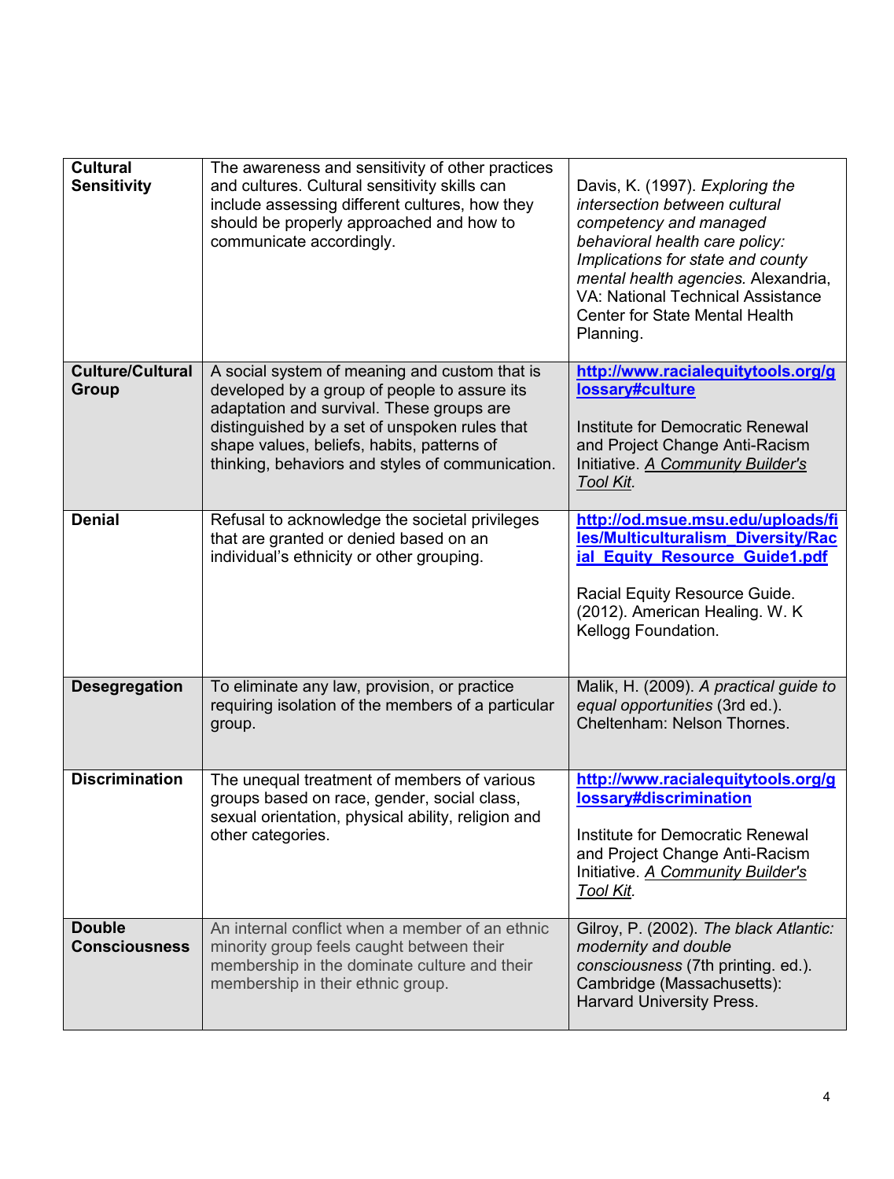| **Cultural Sensitivity** | The awareness and sensitivity of other practices and cultures. Cultural sensitivity skills can include assessing different cultures, how they should be properly approached and how to communicate accordingly. | Davis, K. (1997). *Exploring the intersection between cultural competency and managed behavioral health care policy: Implications for state and county mental health agencies.* Alexandria, VA: National Technical Assistance Center for State Mental Health Planning. |
|---|---|---|
| **Culture/Cultural Group** | A social system of meaning and custom that is developed by a group of people to assure its adaptation and survival. These groups are distinguished by a set of unspoken rules that shape values, beliefs, habits, patterns of thinking, behaviors and styles of communication. | **http://www.racialequitytools.org/glossary#culture**<br><br>Institute for Democratic Renewal and Project Change Anti-Racism Initiative. *A Community Builder's Tool Kit*. |
| **Denial** | Refusal to acknowledge the societal privileges that are granted or denied based on an individual's ethnicity or other grouping. | **http://od.msue.msu.edu/uploads/files/Multiculturalism_Diversity/Racial_Equity_Resource_Guide1.pdf**<br><br>Racial Equity Resource Guide. (2012). American Healing. W. K Kellogg Foundation. |
| **Desegregation** | To eliminate any law, provision, or practice requiring isolation of the members of a particular group. | Malik, H. (2009). *A practical guide to equal opportunities* (3rd ed.). Cheltenham: Nelson Thornes. |
| **Discrimination** | The unequal treatment of members of various groups based on race, gender, social class, sexual orientation, physical ability, religion and other categories. | **http://www.racialequitytools.org/glossary#discrimination**<br><br>Institute for Democratic Renewal and Project Change Anti-Racism Initiative. *A Community Builder's Tool Kit*. |
| **Double Consciousness** | An internal conflict when a member of an ethnic minority group feels caught between their membership in the dominate culture and their membership in their ethnic group. | Gilroy, P. (2002). *The black Atlantic: modernity and double consciousness* (7th printing. ed.). Cambridge (Massachusetts): Harvard University Press. |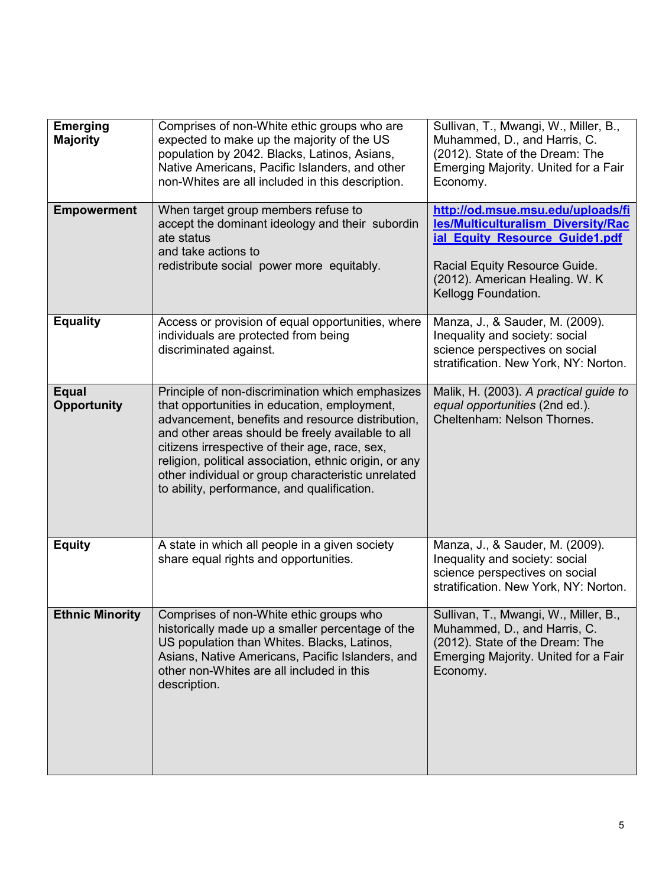| **Emerging Majority** | Comprises of non-White ethic groups who are expected to make up the majority of the US population by 2042. Blacks, Latinos, Asians, Native Americans, Pacific Islanders, and other non-Whites are all included in this description. | Sullivan, T., Mwangi, W., Miller, B., Muhammed, D., and Harris, C. (2012). State of the Dream: The Emerging Majority. United for a Fair Economy. |
|---|---|---|
| **Empowerment** | When target group members refuse to accept the dominant ideology and their subordinate status and take actions to redistribute social power more equitably. | **http://od.msue.msu.edu/uploads/files/Multiculturalism_Diversity/Racial_Equity_Resource_Guide1.pdf**<br><br>Racial Equity Resource Guide. (2012). American Healing. W. K Kellogg Foundation. |
| **Equality** | Access or provision of equal opportunities, where individuals are protected from being discriminated against. | Manza, J., & Sauder, M. (2009). Inequality and society: social science perspectives on social stratification. New York, NY: Norton. |
| **Equal Opportunity** | Principle of non-discrimination which emphasizes that opportunities in education, employment, advancement, benefits and resource distribution, and other areas should be freely available to all citizens irrespective of their age, race, sex, religion, political association, ethnic origin, or any other individual or group characteristic unrelated to ability, performance, and qualification. | Malik, H. (2003). *A practical guide to equal opportunities* (2nd ed.). Cheltenham: Nelson Thornes. |
| **Equity** | A state in which all people in a given society share equal rights and opportunities. | Manza, J., & Sauder, M. (2009). Inequality and society: social science perspectives on social stratification. New York, NY: Norton. |
| **Ethnic Minority** | Comprises of non-White ethic groups who historically made up a smaller percentage of the US population than Whites. Blacks, Latinos, Asians, Native Americans, Pacific Islanders, and other non-Whites are all included in this description. | Sullivan, T., Mwangi, W., Miller, B., Muhammed, D., and Harris, C. (2012). State of the Dream: The Emerging Majority. United for a Fair Economy. |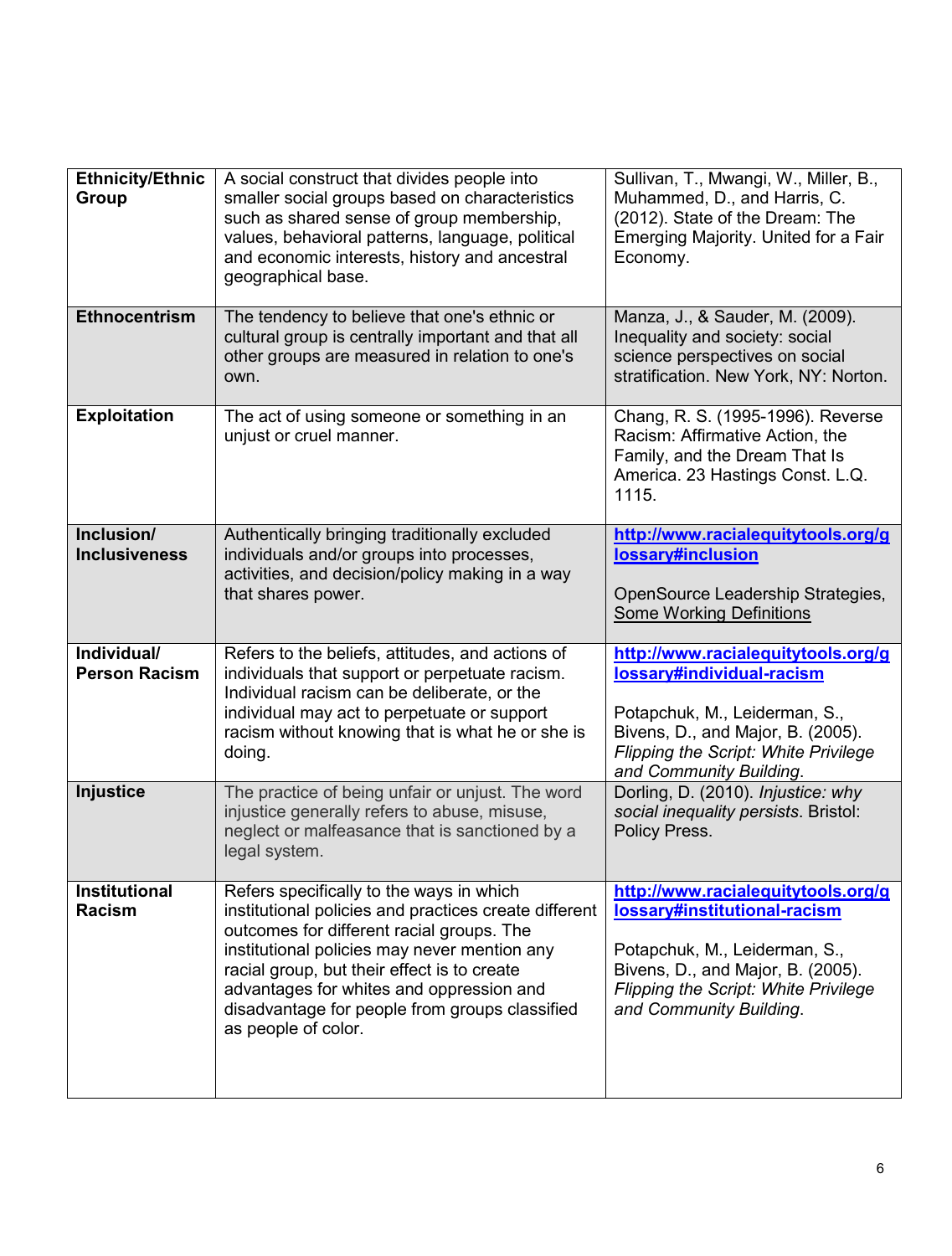| | | |
|---|---|---|
| **Ethnicity/Ethnic Group** | A social construct that divides people into smaller social groups based on characteristics such as shared sense of group membership, values, behavioral patterns, language, political and economic interests, history and ancestral geographical base. | Sullivan, T., Mwangi, W., Miller, B., Muhammed, D., and Harris, C. (2012). State of the Dream: The Emerging Majority. United for a Fair Economy. |
| **Ethnocentrism** | The tendency to believe that one's ethnic or cultural group is centrally important and that all other groups are measured in relation to one's own. | Manza, J., & Sauder, M. (2009). Inequality and society: social science perspectives on social stratification. New York, NY: Norton. |
| **Exploitation** | The act of using someone or something in an unjust or cruel manner. | Chang, R. S. (1995-1996). Reverse Racism: Affirmative Action, the Family, and the Dream That Is America. 23 Hastings Const. L.Q. 1115. |
| **Inclusion/ Inclusiveness** | Authentically bringing traditionally excluded individuals and/or groups into processes, activities, and decision/policy making in a way that shares power. | **http://www.racialequitytools.org/glossary#inclusion**<br><br>OpenSource Leadership Strategies, Some Working Definitions |
| **Individual/ Person Racism** | Refers to the beliefs, attitudes, and actions of individuals that support or perpetuate racism. Individual racism can be deliberate, or the individual may act to perpetuate or support racism without knowing that is what he or she is doing. | **http://www.racialequitytools.org/glossary#individual-racism**<br><br>Potapchuk, M., Leiderman, S., Bivens, D., and Major, B. (2005). *Flipping the Script: White Privilege and Community Building*. |
| **Injustice** | The practice of being unfair or unjust. The word injustice generally refers to abuse, misuse, neglect or malfeasance that is sanctioned by a legal system. | Dorling, D. (2010). *Injustice: why social inequality persists*. Bristol: Policy Press. |
| **Institutional Racism** | Refers specifically to the ways in which institutional policies and practices create different outcomes for different racial groups. The institutional policies may never mention any racial group, but their effect is to create advantages for whites and oppression and disadvantage for people from groups classified as people of color. | **http://www.racialequitytools.org/glossary#institutional-racism**<br><br>Potapchuk, M., Leiderman, S., Bivens, D., and Major, B. (2005). *Flipping the Script: White Privilege and Community Building*. |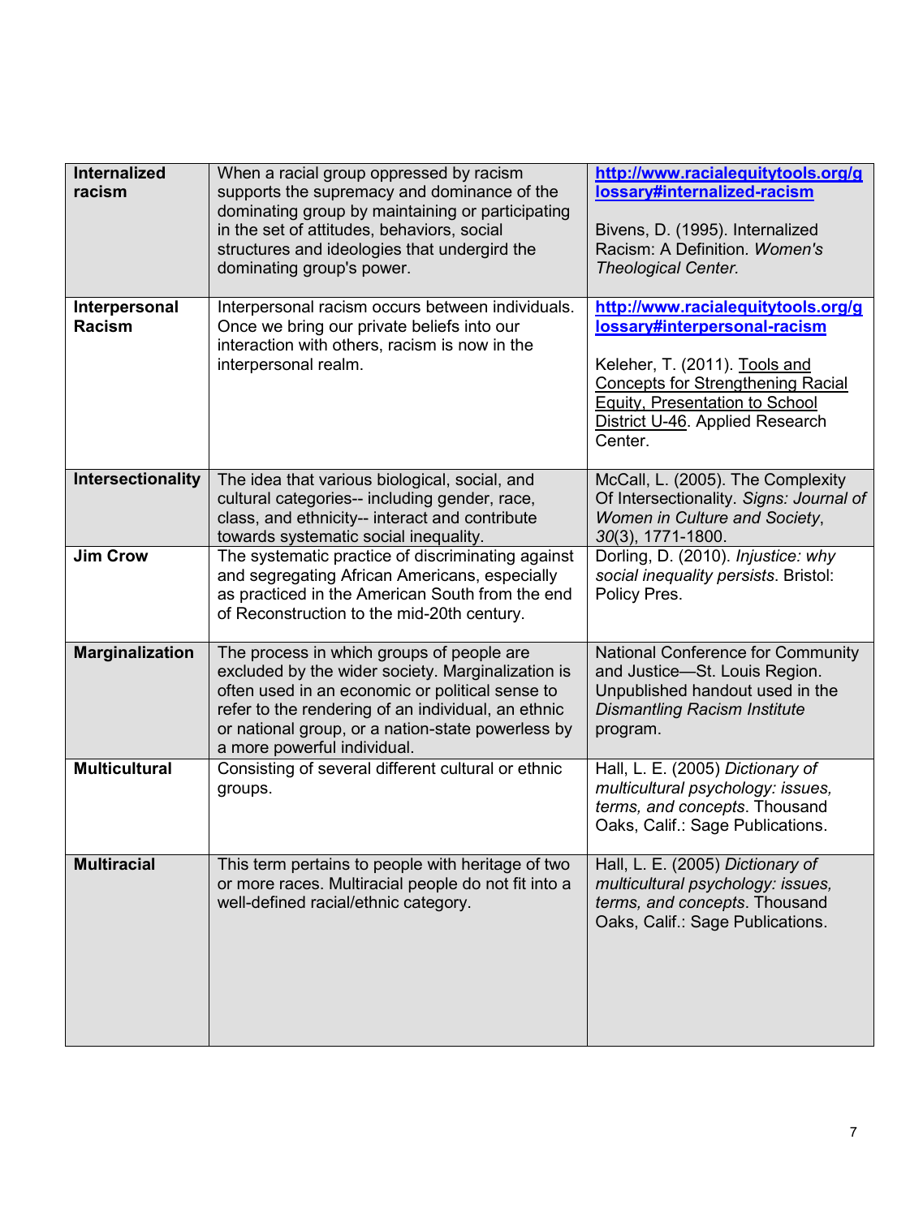| Term | Definition | Source |
|---|---|---|
| **Internalized racism** | When a racial group oppressed by racism supports the supremacy and dominance of the dominating group by maintaining or participating in the set of attitudes, behaviors, social structures and ideologies that undergird the dominating group's power. | [http://www.racialequitytools.org/glossary#internalized-racism](http://www.racialequitytools.org/glossary#internalized-racism)<br><br>Bivens, D. (1995). Internalized Racism: A Definition. *Women's Theological Center.* |
| **Interpersonal Racism** | Interpersonal racism occurs between individuals. Once we bring our private beliefs into our interaction with others, racism is now in the interpersonal realm. | [http://www.racialequitytools.org/glossary#interpersonal-racism](http://www.racialequitytools.org/glossary#interpersonal-racism)<br><br>Keleher, T. (2011). Tools and Concepts for Strengthening Racial Equity, Presentation to School District U-46. Applied Research Center. |
| **Intersectionality** | The idea that various biological, social, and cultural categories-- including gender, race, class, and ethnicity-- interact and contribute towards systematic social inequality. | McCall, L. (2005). The Complexity Of Intersectionality. *Signs: Journal of Women in Culture and Society*, *30*(3), 1771-1800. |
| **Jim Crow** | The systematic practice of discriminating against and segregating African Americans, especially as practiced in the American South from the end of Reconstruction to the mid-20th century. | Dorling, D. (2010). *Injustice: why social inequality persists*. Bristol: Policy Pres. |
| **Marginalization** | The process in which groups of people are excluded by the wider society. Marginalization is often used in an economic or political sense to refer to the rendering of an individual, an ethnic or national group, or a nation-state powerless by a more powerful individual. | National Conference for Community and Justice—St. Louis Region. Unpublished handout used in the *Dismantling Racism Institute* program. |
| **Multicultural** | Consisting of several different cultural or ethnic groups. | Hall, L. E. (2005) *Dictionary of multicultural psychology: issues, terms, and concepts*. Thousand Oaks, Calif.: Sage Publications. |
| **Multiracial** | This term pertains to people with heritage of two or more races. Multiracial people do not fit into a well-defined racial/ethnic category. | Hall, L. E. (2005) *Dictionary of multicultural psychology: issues, terms, and concepts*. Thousand Oaks, Calif.: Sage Publications. |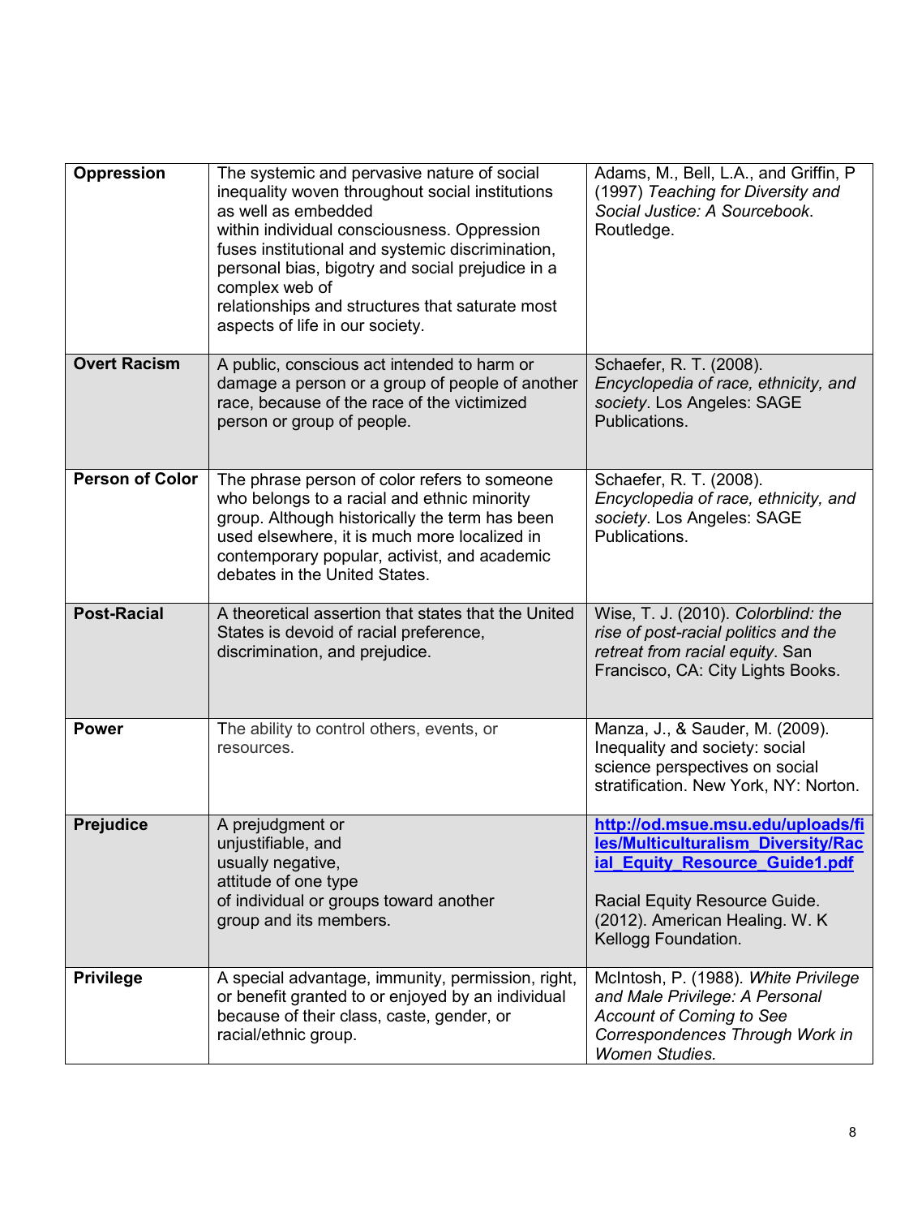| **Oppression** | The systemic and pervasive nature of social inequality woven throughout social institutions as well as embedded within individual consciousness. Oppression fuses institutional and systemic discrimination, personal bias, bigotry and social prejudice in a complex web of relationships and structures that saturate most aspects of life in our society. | Adams, M., Bell, L.A., and Griffin, P (1997) *Teaching for Diversity and Social Justice: A Sourcebook*. Routledge. |
|---|---|---|
| **Overt Racism** | A public, conscious act intended to harm or damage a person or a group of people of another race, because of the race of the victimized person or group of people. | Schaefer, R. T. (2008). *Encyclopedia of race, ethnicity, and society*. Los Angeles: SAGE Publications. |
| **Person of Color** | The phrase person of color refers to someone who belongs to a racial and ethnic minority group. Although historically the term has been used elsewhere, it is much more localized in contemporary popular, activist, and academic debates in the United States. | Schaefer, R. T. (2008). *Encyclopedia of race, ethnicity, and society*. Los Angeles: SAGE Publications. |
| **Post-Racial** | A theoretical assertion that states that the United States is devoid of racial preference, discrimination, and prejudice. | Wise, T. J. (2010). *Colorblind: the rise of post-racial politics and the retreat from racial equity*. San Francisco, CA: City Lights Books. |
| **Power** | The ability to control others, events, or resources. | Manza, J., & Sauder, M. (2009). Inequality and society: social science perspectives on social stratification. New York, NY: Norton. |
| **Prejudice** | A prejudgment or unjustifiable, and usually negative, attitude of one type of individual or groups toward another group and its members. | **http://od.msue.msu.edu/uploads/files/Multiculturalism_Diversity/Racial_Equity_Resource_Guide1.pdf**<br><br>Racial Equity Resource Guide. (2012). American Healing. W. K Kellogg Foundation. |
| **Privilege** | A special advantage, immunity, permission, right, or benefit granted to or enjoyed by an individual because of their class, caste, gender, or racial/ethnic group. | McIntosh, P. (1988). *White Privilege and Male Privilege: A Personal Account of Coming to See Correspondences Through Work in Women Studies.* |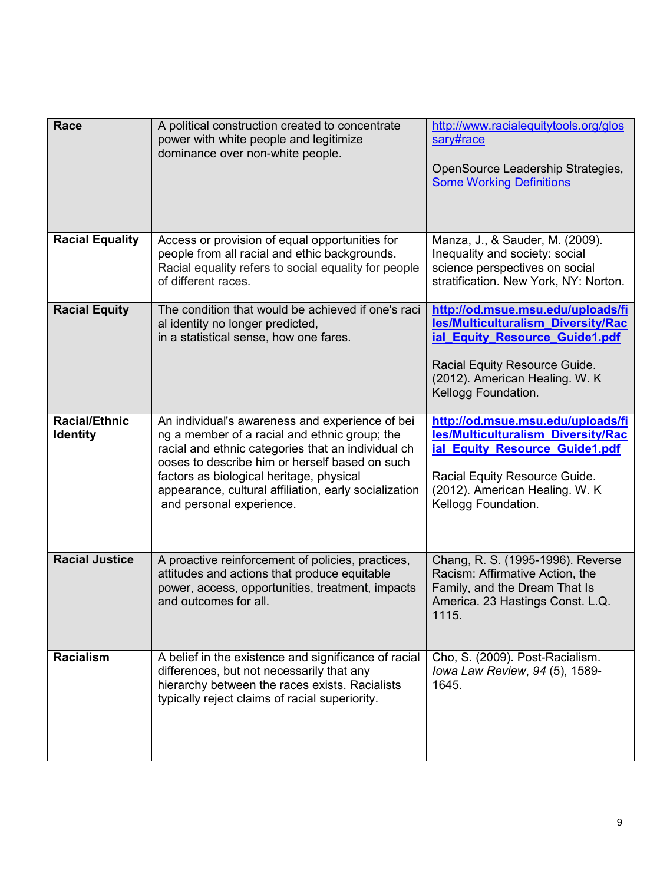| Race | A political construction created to concentrate power with white people and legitimize dominance over non-white people. | http://www.racialequitytools.org/glossary#race<br><br>OpenSource Leadership Strategies, Some Working Definitions |
|---|---|---|
| Racial Equality | Access or provision of equal opportunities for people from all racial and ethic backgrounds. Racial equality refers to social equality for people of different races. | Manza, J., & Sauder, M. (2009). Inequality and society: social science perspectives on social stratification. New York, NY: Norton. |
| Racial Equity | The condition that would be achieved if one's racial identity no longer predicted, in a statistical sense, how one fares. | **http://od.msue.msu.edu/uploads/files/Multiculturalism_Diversity/Racial_Equity_Resource_Guide1.pdf**<br><br>Racial Equity Resource Guide. (2012). American Healing. W. K Kellogg Foundation. |
| Racial/Ethnic Identity | An individual's awareness and experience of being a member of a racial and ethnic group; the racial and ethnic categories that an individual chooses to describe him or herself based on such factors as biological heritage, physical appearance, cultural affiliation, early socialization and personal experience. | **http://od.msue.msu.edu/uploads/files/Multiculturalism_Diversity/Racial_Equity_Resource_Guide1.pdf**<br><br>Racial Equity Resource Guide. (2012). American Healing. W. K Kellogg Foundation. |
| Racial Justice | A proactive reinforcement of policies, practices, attitudes and actions that produce equitable power, access, opportunities, treatment, impacts and outcomes for all. | Chang, R. S. (1995-1996). Reverse Racism: Affirmative Action, the Family, and the Dream That Is America. 23 Hastings Const. L.Q. 1115. |
| Racialism | A belief in the existence and significance of racial differences, but not necessarily that any hierarchy between the races exists. Racialists typically reject claims of racial superiority. | Cho, S. (2009). Post-Racialism. *Iowa Law Review*, *94* (5), 1589-1645. |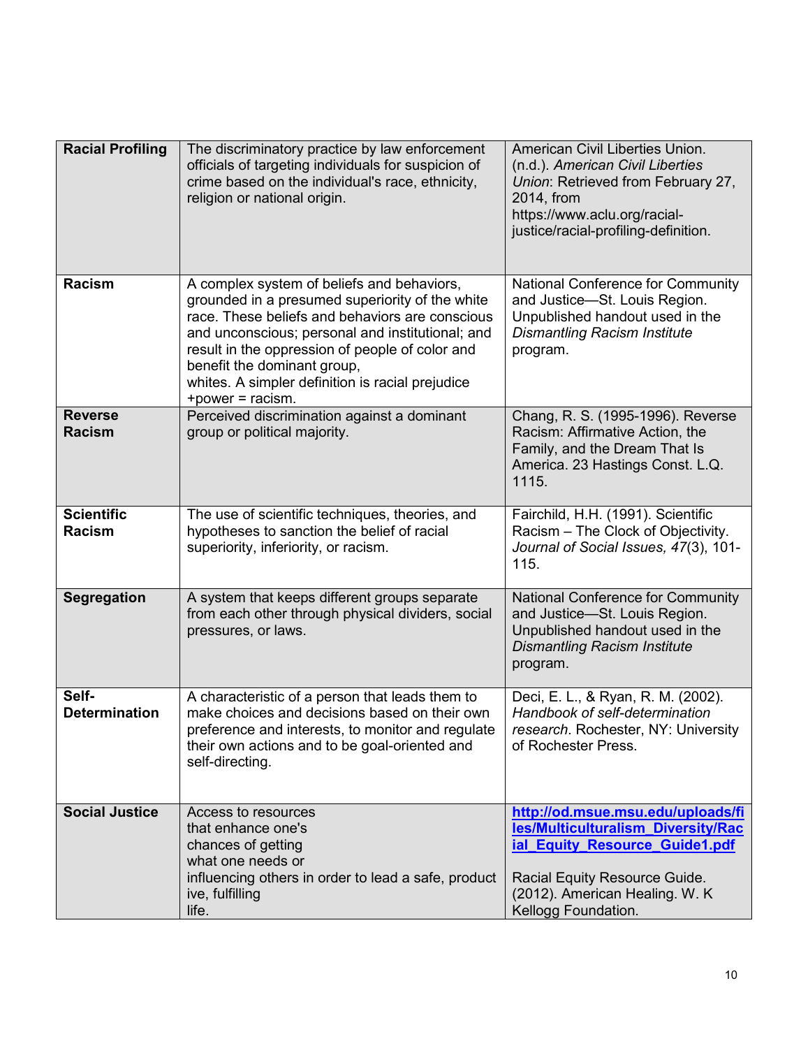| **Racial Profiling** | The discriminatory practice by law enforcement officials of targeting individuals for suspicion of crime based on the individual's race, ethnicity, religion or national origin. | American Civil Liberties Union. (n.d.). *American Civil Liberties Union*: Retrieved from February 27, 2014, from https://www.aclu.org/racial-justice/racial-profiling-definition. |
|---|---|---|
| **Racism** | A complex system of beliefs and behaviors, grounded in a presumed superiority of the white race. These beliefs and behaviors are conscious and unconscious; personal and institutional; and result in the oppression of people of color and benefit the dominant group, whites. A simpler definition is racial prejudice +power = racism. | National Conference for Community and Justice—St. Louis Region. Unpublished handout used in the *Dismantling Racism Institute* program. |
| **Reverse Racism** | Perceived discrimination against a dominant group or political majority. | Chang, R. S. (1995-1996). Reverse Racism: Affirmative Action, the Family, and the Dream That Is America. 23 Hastings Const. L.Q. 1115. |
| **Scientific Racism** | The use of scientific techniques, theories, and hypotheses to sanction the belief of racial superiority, inferiority, or racism. | Fairchild, H.H. (1991). Scientific Racism – The Clock of Objectivity. *Journal of Social Issues, 47*(3), 101-115. |
| **Segregation** | A system that keeps different groups separate from each other through physical dividers, social pressures, or laws. | National Conference for Community and Justice—St. Louis Region. Unpublished handout used in the *Dismantling Racism Institute* program. |
| **Self-Determination** | A characteristic of a person that leads them to make choices and decisions based on their own preference and interests, to monitor and regulate their own actions and to be goal-oriented and self-directing. | Deci, E. L., & Ryan, R. M. (2002). *Handbook of self-determination research*. Rochester, NY: University of Rochester Press. |
| **Social Justice** | Access to resources that enhance one's chances of getting what one needs or influencing others in order to lead a safe, productive, fulfilling life. | **http://od.msue.msu.edu/uploads/files/Multiculturalism_Diversity/Racial_Equity_Resource_Guide1.pdf** <br><br> Racial Equity Resource Guide. (2012). American Healing. W. K Kellogg Foundation. |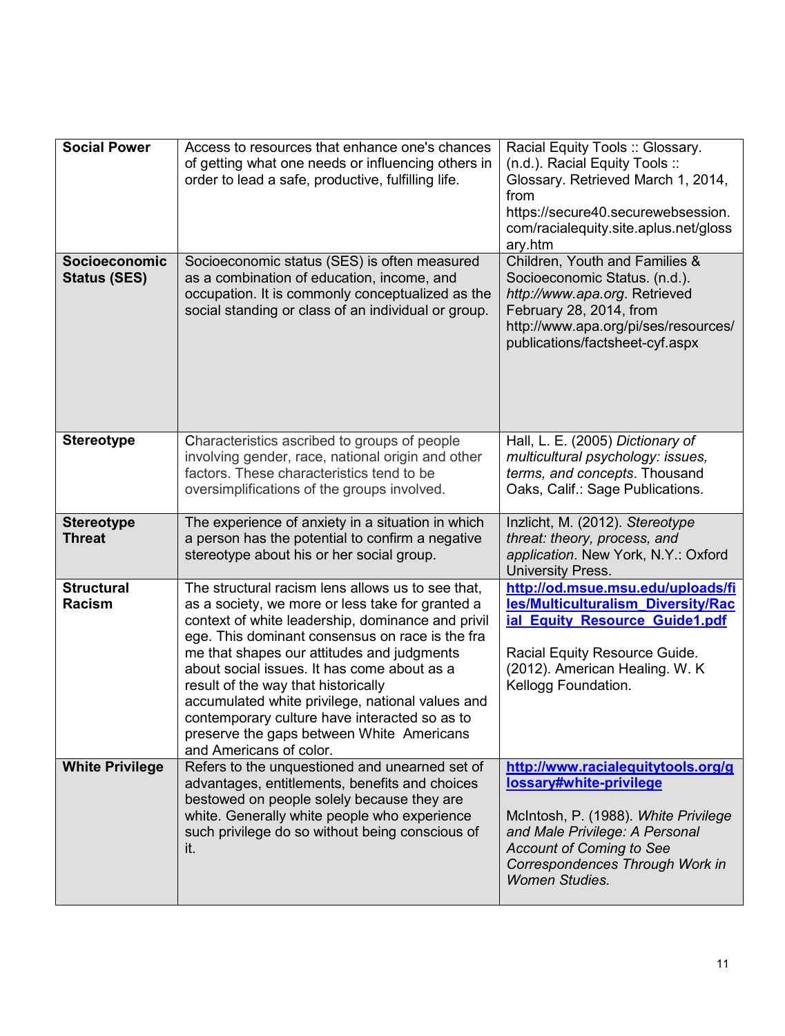| | | |
|---|---|---|
| **Social Power** | Access to resources that enhance one's chances of getting what one needs or influencing others in order to lead a safe, productive, fulfilling life. | Racial Equity Tools :: Glossary. (n.d.). Racial Equity Tools :: Glossary. Retrieved March 1, 2014, from https://secure40.securewebsession.com/racialequity.site.aplus.net/glossary.htm |
| **Socioeconomic Status (SES)** | Socioeconomic status (SES) is often measured as a combination of education, income, and occupation. It is commonly conceptualized as the social standing or class of an individual or group. | Children, Youth and Families & Socioeconomic Status. (n.d.). *http://www.apa.org*. Retrieved February 28, 2014, from http://www.apa.org/pi/ses/resources/publications/factsheet-cyf.aspx |
| **Stereotype** | Characteristics ascribed to groups of people involving gender, race, national origin and other factors. These characteristics tend to be oversimplifications of the groups involved. | Hall, L. E. (2005) *Dictionary of multicultural psychology: issues, terms, and concepts*. Thousand Oaks, Calif.: Sage Publications. |
| **Stereotype Threat** | The experience of anxiety in a situation in which a person has the potential to confirm a negative stereotype about his or her social group. | Inzlicht, M. (2012). *Stereotype threat: theory, process, and application*. New York, N.Y.: Oxford University Press. |
| **Structural Racism** | The structural racism lens allows us to see that, as a society, we more or less take for granted a context of white leadership, dominance and privilege. This dominant consensus on race is the frame that shapes our attitudes and judgments about social issues. It has come about as a result of the way that historically accumulated white privilege, national values and contemporary culture have interacted so as to preserve the gaps between White Americans and Americans of color. | **http://od.msue.msu.edu/uploads/files/Multiculturalism_Diversity/Racial_Equity_Resource_Guide1.pdf**<br><br>Racial Equity Resource Guide. (2012). American Healing. W. K Kellogg Foundation. |
| **White Privilege** | Refers to the unquestioned and unearned set of advantages, entitlements, benefits and choices bestowed on people solely because they are white. Generally white people who experience such privilege do so without being conscious of it. | **http://www.racialequitytools.org/glossary#white-privilege**<br><br>McIntosh, P. (1988). *White Privilege and Male Privilege: A Personal Account of Coming to See Correspondences Through Work in Women Studies.* |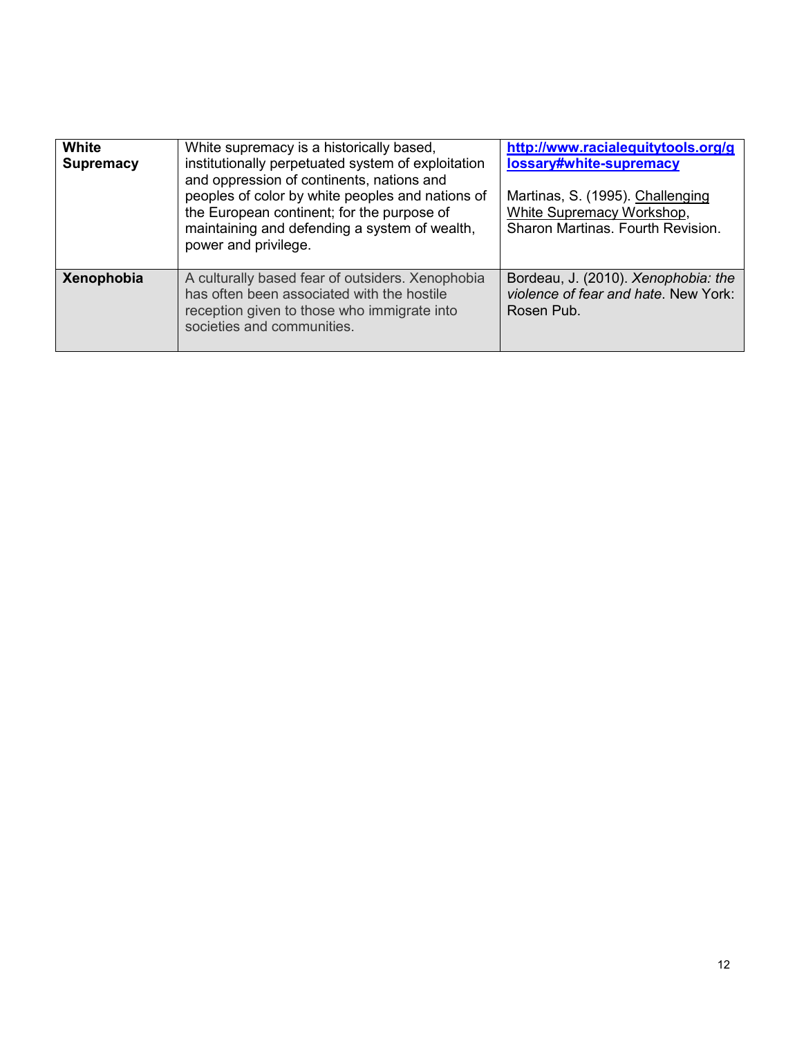| | | |
|---|---|---|
| **White Supremacy** | White supremacy is a historically based, institutionally perpetuated system of exploitation and oppression of continents, nations and peoples of color by white peoples and nations of the European continent; for the purpose of maintaining and defending a system of wealth, power and privilege. | **http://www.racialequitytools.org/glossary#white-supremacy**<br><br>Martinas, S. (1995). Challenging White Supremacy Workshop, Sharon Martinas. Fourth Revision. |
| **Xenophobia** | A culturally based fear of outsiders. Xenophobia has often been associated with the hostile reception given to those who immigrate into societies and communities. | Bordeau, J. (2010). *Xenophobia: the violence of fear and hate*. New York: Rosen Pub. |